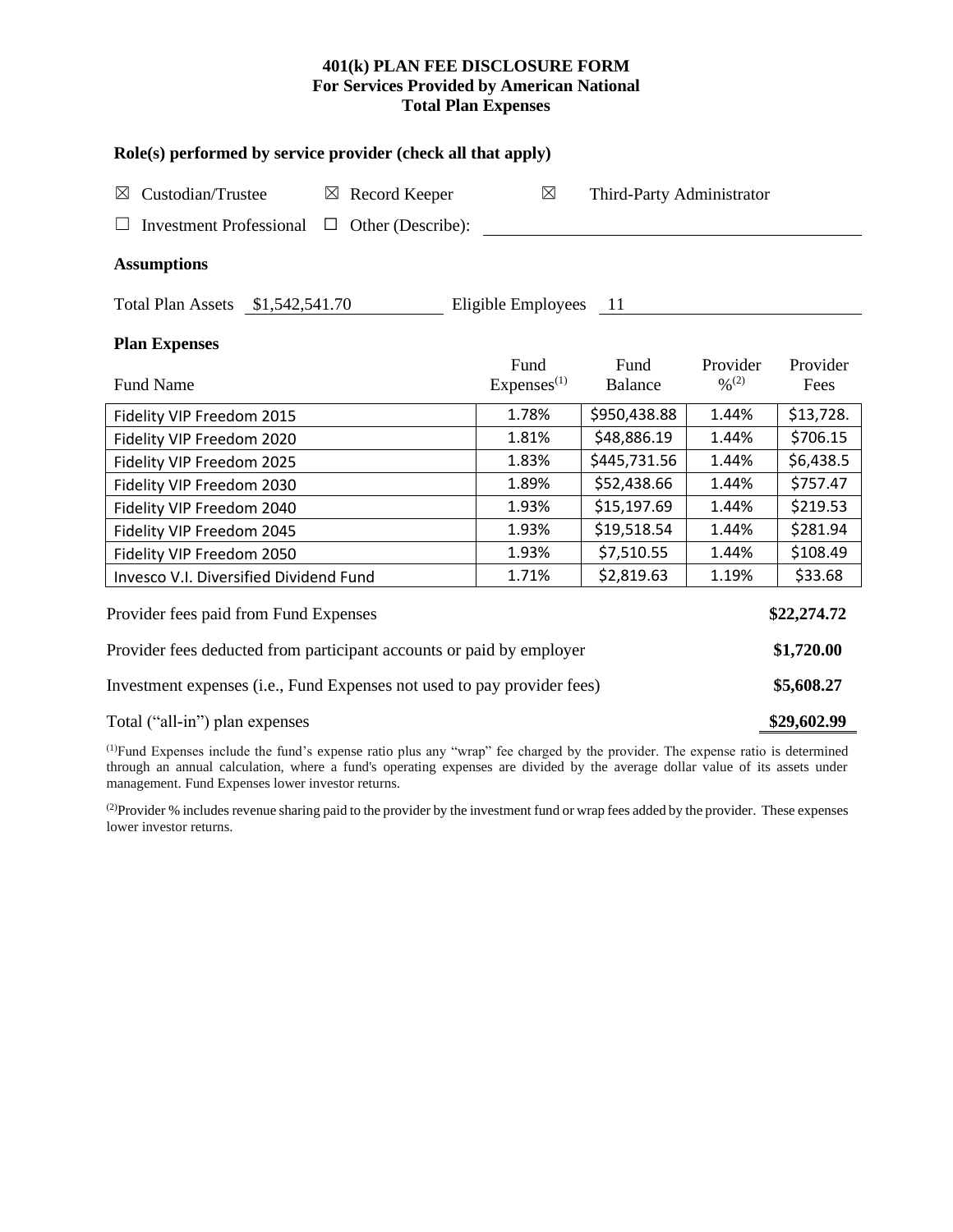# 401(k) PLAN FEE DISCLOSURE FORM
## For Services Provided by American National
## Total Plan Expenses

**Role(s) performed by service provider (check all that apply)**

☒ Custodian/Trustee ☒ Record Keeper ☒ Third-Party Administrator

☐ Investment Professional ☐ Other (Describe):

**Assumptions**

Total Plan Assets $1,542,541.70 Eligible Employees 11

**Plan Expenses**

| Fund Name | Fund Expenses[(1)] | Fund Balance | Provider %[(2)] | Provider Fees |
|---|---|---|---|---|
| Fidelity VIP Freedom 2015 | 1.78% | $950,438.88 | 1.44% | $13,728. |
| Fidelity VIP Freedom 2020 | 1.81% | $48,886.19 | 1.44% | $706.15 |
| Fidelity VIP Freedom 2025 | 1.83% | $445,731.56 | 1.44% | $6,438.5 |
| Fidelity VIP Freedom 2030 | 1.89% | $52,438.66 | 1.44% | $757.47 |
| Fidelity VIP Freedom 2040 | 1.93% | $15,197.69 | 1.44% | $219.53 |
| Fidelity VIP Freedom 2045 | 1.93% | $19,518.54 | 1.44% | $281.94 |
| Fidelity VIP Freedom 2050 | 1.93% | $7,510.55 | 1.44% | $108.49 |
| Invesco V.I. Diversified Dividend Fund | 1.71% | $2,819.63 | 1.19% | $33.68 |

| | |
|---|---|
| Provider fees paid from Fund Expenses | **$22,274.72** |
| Provider fees deducted from participant accounts or paid by employer | **$1,720.00** |
| Investment expenses (i.e., Fund Expenses not used to pay provider fees) | **$5,608.27** |
| Total ("all-in") plan expenses | **$29,602.99** |

[(1)]Fund Expenses include the fund's expense ratio plus any "wrap" fee charged by the provider. The expense ratio is determined through an annual calculation, where a fund's operating expenses are divided by the average dollar value of its assets under management. Fund Expenses lower investor returns.

[(2)]Provider % includes revenue sharing paid to the provider by the investment fund or wrap fees added by the provider. These expenses lower investor returns.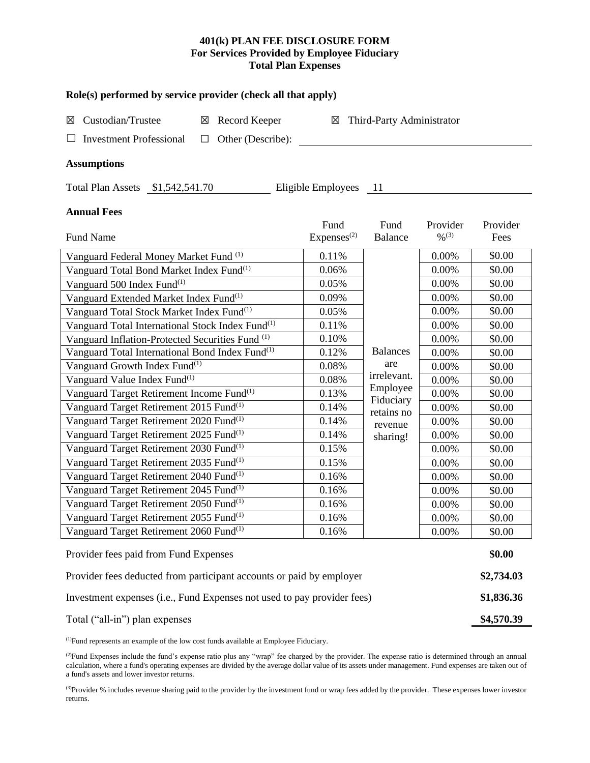**401(k) PLAN FEE DISCLOSURE FORM**
**For Services Provided by Employee Fiduciary**
**Total Plan Expenses**

**Role(s) performed by service provider (check all that apply)**

☒ Custodian/Trustee ☒ Record Keeper ☒ Third-Party Administrator

☐ Investment Professional ☐ Other (Describe): \_\_\_\_\_\_\_\_\_\_

**Assumptions**

Total Plan Assets $1,542,541.70 Eligible Employees 11

**Annual Fees**

| Fund Name | Fund Expenses[(2)] | Fund Balance | Provider %[(3)] | Provider Fees |
|---|---|---|---|---|
| Vanguard Federal Money Market Fund [(1)] | 0.11% | Balances are irrelevant. Employee Fiduciary retains no revenue sharing! | 0.00% | $0.00 |
| Vanguard Total Bond Market Index Fund[(1)] | 0.06% | | 0.00% | $0.00 |
| Vanguard 500 Index Fund[(1)] | 0.05% | | 0.00% | $0.00 |
| Vanguard Extended Market Index Fund[(1)] | 0.09% | | 0.00% | $0.00 |
| Vanguard Total Stock Market Index Fund[(1)] | 0.05% | | 0.00% | $0.00 |
| Vanguard Total International Stock Index Fund[(1)] | 0.11% | | 0.00% | $0.00 |
| Vanguard Inflation-Protected Securities Fund [(1)] | 0.10% | | 0.00% | $0.00 |
| Vanguard Total International Bond Index Fund[(1)] | 0.12% | | 0.00% | $0.00 |
| Vanguard Growth Index Fund[(1)] | 0.08% | | 0.00% | $0.00 |
| Vanguard Value Index Fund[(1)] | 0.08% | | 0.00% | $0.00 |
| Vanguard Target Retirement Income Fund[(1)] | 0.13% | | 0.00% | $0.00 |
| Vanguard Target Retirement 2015 Fund[(1)] | 0.14% | | 0.00% | $0.00 |
| Vanguard Target Retirement 2020 Fund[(1)] | 0.14% | | 0.00% | $0.00 |
| Vanguard Target Retirement 2025 Fund[(1)] | 0.14% | | 0.00% | $0.00 |
| Vanguard Target Retirement 2030 Fund[(1)] | 0.15% | | 0.00% | $0.00 |
| Vanguard Target Retirement 2035 Fund[(1)] | 0.15% | | 0.00% | $0.00 |
| Vanguard Target Retirement 2040 Fund[(1)] | 0.16% | | 0.00% | $0.00 |
| Vanguard Target Retirement 2045 Fund[(1)] | 0.16% | | 0.00% | $0.00 |
| Vanguard Target Retirement 2050 Fund[(1)] | 0.16% | | 0.00% | $0.00 |
| Vanguard Target Retirement 2055 Fund[(1)] | 0.16% | | 0.00% | $0.00 |
| Vanguard Target Retirement 2060 Fund[(1)] | 0.16% | | 0.00% | $0.00 |

| | |
|---|---|
| Provider fees paid from Fund Expenses | **$0.00** |
| Provider fees deducted from participant accounts or paid by employer | **$2,734.03** |
| Investment expenses (i.e., Fund Expenses not used to pay provider fees) | **$1,836.36** |
| Total ("all-in") plan expenses | **$4,570.39** |

[(1)]Fund represents an example of the low cost funds available at Employee Fiduciary.

[(2)]Fund Expenses include the fund's expense ratio plus any "wrap" fee charged by the provider. The expense ratio is determined through an annual calculation, where a fund's operating expenses are divided by the average dollar value of its assets under management. Fund expenses are taken out of a fund's assets and lower investor returns.

[(3)]Provider % includes revenue sharing paid to the provider by the investment fund or wrap fees added by the provider. These expenses lower investor returns.